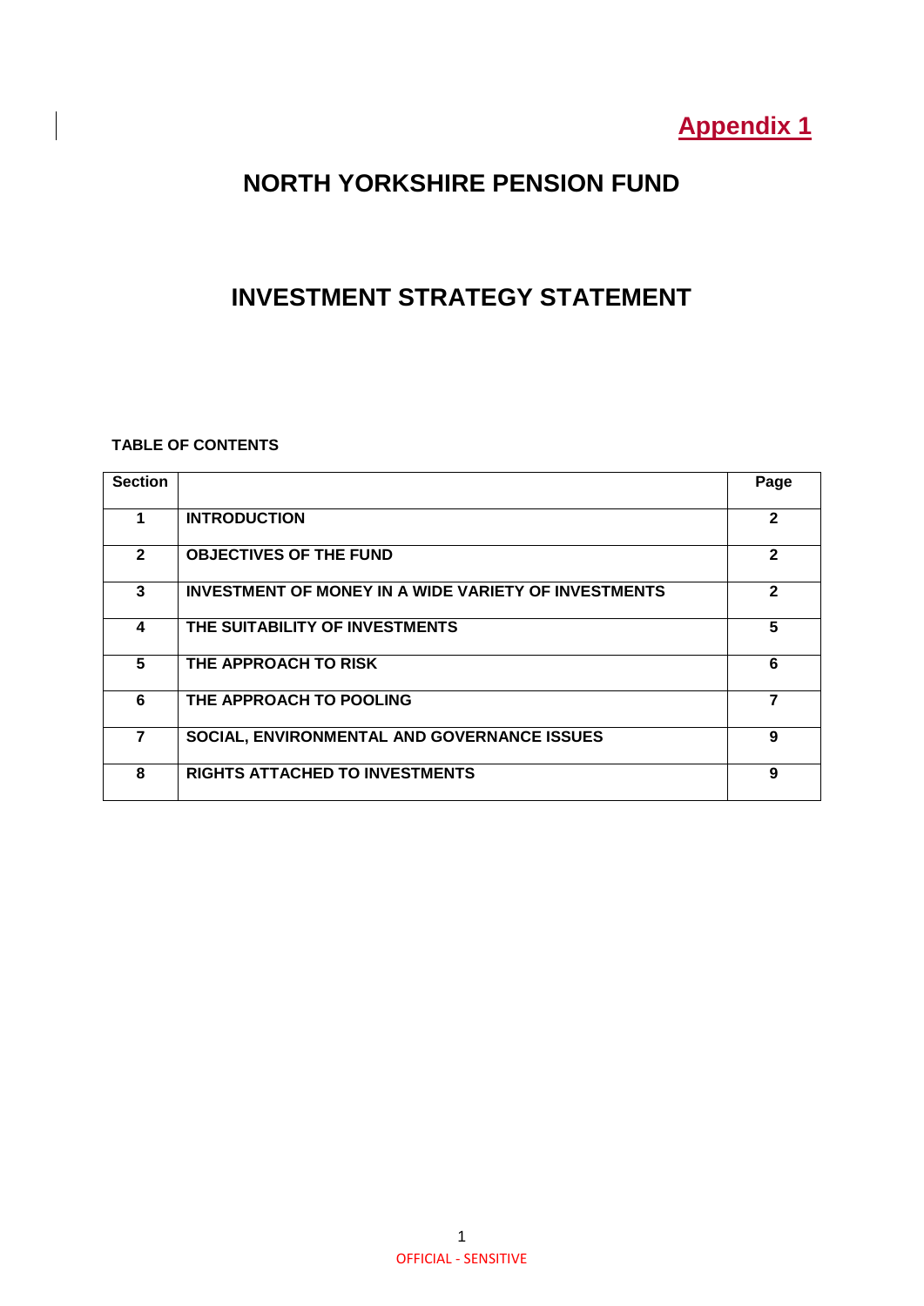**Appendix 1**

# NORTH YORKSHIRE PENSION FUND

# INVESTMENT STRATEGY STATEMENT

**TABLE OF CONTENTS**

| Section | | Page |
|---|---|---|
| 1 | INTRODUCTION | 2 |
| 2 | OBJECTIVES OF THE FUND | 2 |
| 3 | INVESTMENT OF MONEY IN A WIDE VARIETY OF INVESTMENTS | 2 |
| 4 | THE SUITABILITY OF INVESTMENTS | 5 |
| 5 | THE APPROACH TO RISK | 6 |
| 6 | THE APPROACH TO POOLING | 7 |
| 7 | SOCIAL, ENVIRONMENTAL AND GOVERNANCE ISSUES | 9 |
| 8 | RIGHTS ATTACHED TO INVESTMENTS | 9 |

OFFICIAL - SENSITIVE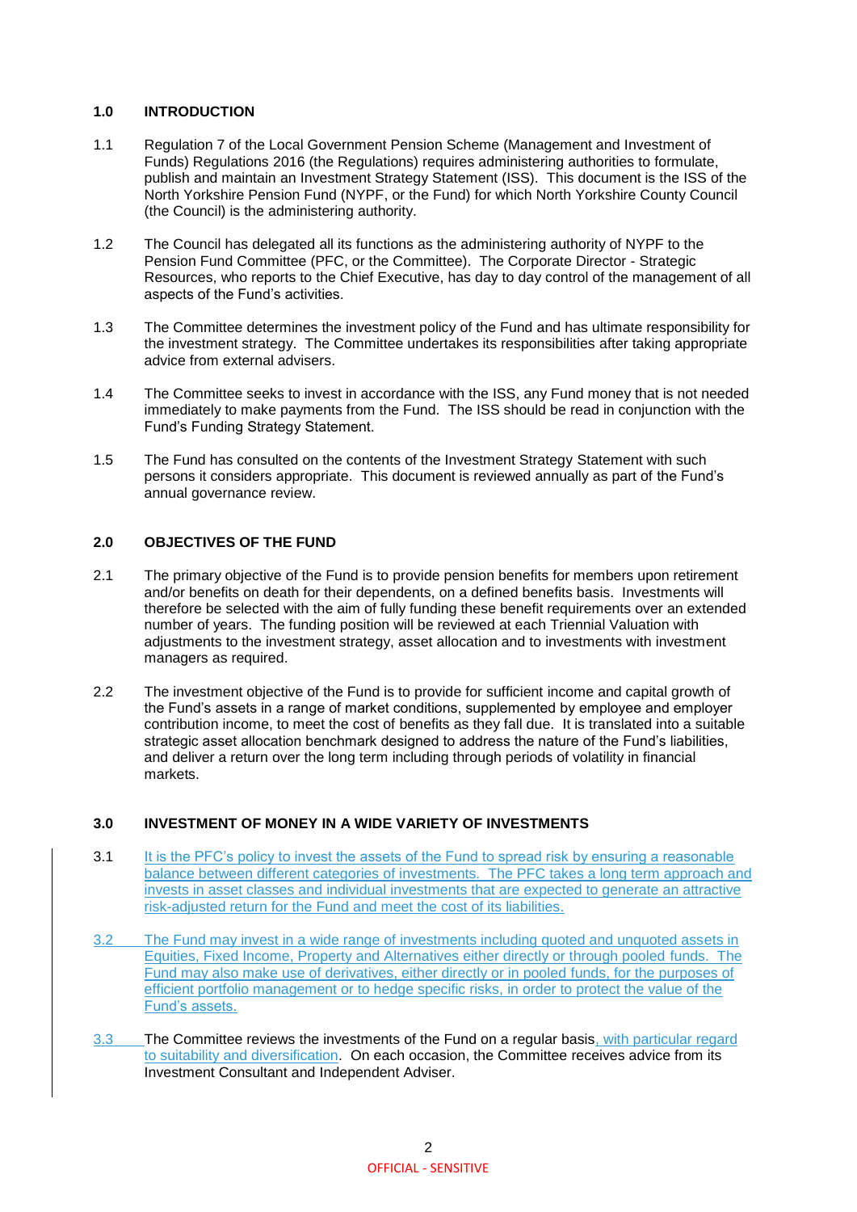## 1.0 INTRODUCTION

1.1 Regulation 7 of the Local Government Pension Scheme (Management and Investment of Funds) Regulations 2016 (the Regulations) requires administering authorities to formulate, publish and maintain an Investment Strategy Statement (ISS). This document is the ISS of the North Yorkshire Pension Fund (NYPF, or the Fund) for which North Yorkshire County Council (the Council) is the administering authority.

1.2 The Council has delegated all its functions as the administering authority of NYPF to the Pension Fund Committee (PFC, or the Committee). The Corporate Director - Strategic Resources, who reports to the Chief Executive, has day to day control of the management of all aspects of the Fund's activities.

1.3 The Committee determines the investment policy of the Fund and has ultimate responsibility for the investment strategy. The Committee undertakes its responsibilities after taking appropriate advice from external advisers.

1.4 The Committee seeks to invest in accordance with the ISS, any Fund money that is not needed immediately to make payments from the Fund. The ISS should be read in conjunction with the Fund's Funding Strategy Statement.

1.5 The Fund has consulted on the contents of the Investment Strategy Statement with such persons it considers appropriate. This document is reviewed annually as part of the Fund's annual governance review.

## 2.0 OBJECTIVES OF THE FUND

2.1 The primary objective of the Fund is to provide pension benefits for members upon retirement and/or benefits on death for their dependents, on a defined benefits basis. Investments will therefore be selected with the aim of fully funding these benefit requirements over an extended number of years. The funding position will be reviewed at each Triennial Valuation with adjustments to the investment strategy, asset allocation and to investments with investment managers as required.

2.2 The investment objective of the Fund is to provide for sufficient income and capital growth of the Fund's assets in a range of market conditions, supplemented by employee and employer contribution income, to meet the cost of benefits as they fall due. It is translated into a suitable strategic asset allocation benchmark designed to address the nature of the Fund's liabilities, and deliver a return over the long term including through periods of volatility in financial markets.

## 3.0 INVESTMENT OF MONEY IN A WIDE VARIETY OF INVESTMENTS

3.1 It is the PFC's policy to invest the assets of the Fund to spread risk by ensuring a reasonable balance between different categories of investments. The PFC takes a long term approach and invests in asset classes and individual investments that are expected to generate an attractive risk-adjusted return for the Fund and meet the cost of its liabilities.

3.2 The Fund may invest in a wide range of investments including quoted and unquoted assets in Equities, Fixed Income, Property and Alternatives either directly or through pooled funds. The Fund may also make use of derivatives, either directly or in pooled funds, for the purposes of efficient portfolio management or to hedge specific risks, in order to protect the value of the Fund's assets.

3.3 The Committee reviews the investments of the Fund on a regular basis, with particular regard to suitability and diversification. On each occasion, the Committee receives advice from its Investment Consultant and Independent Adviser.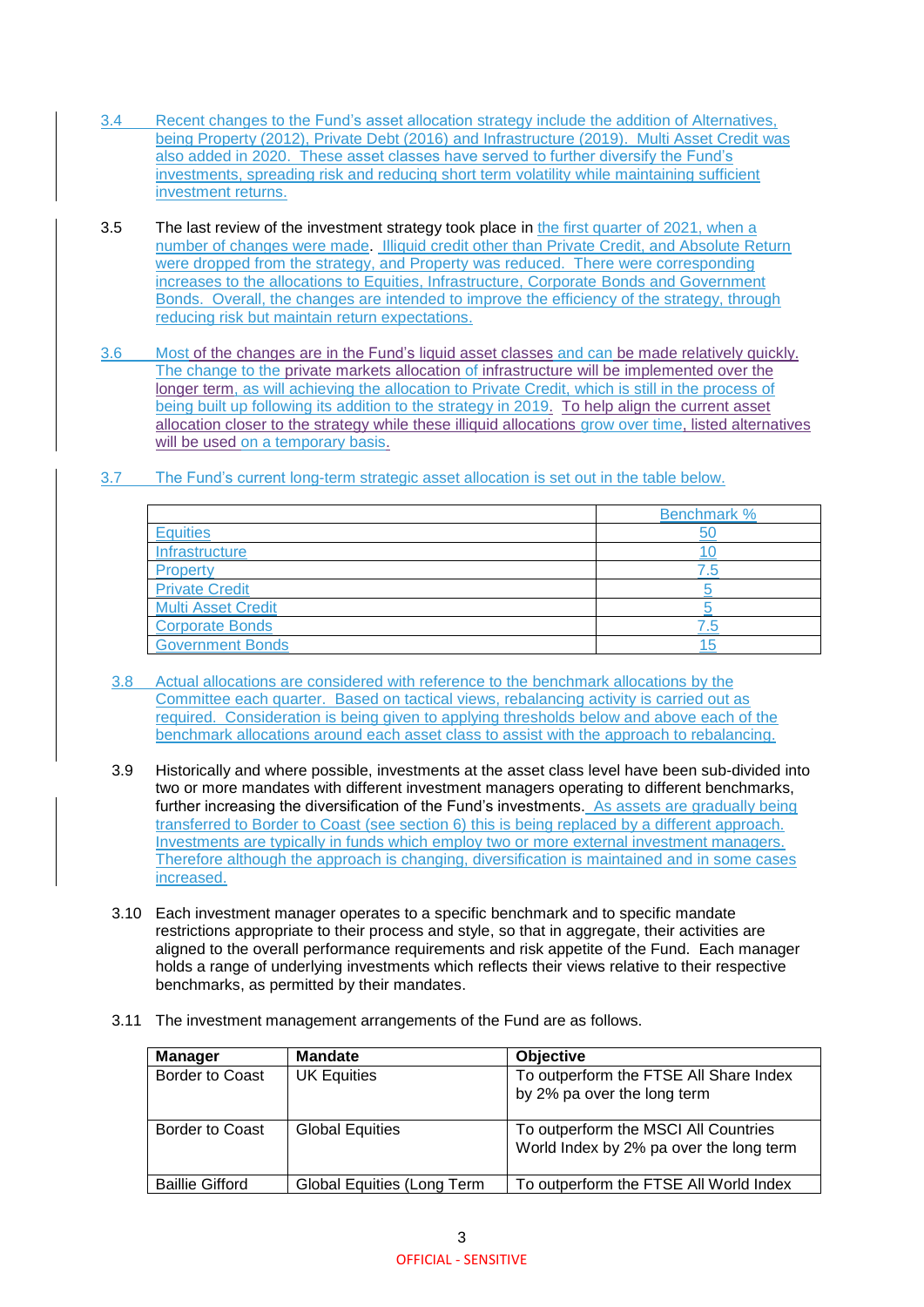3.4 Recent changes to the Fund's asset allocation strategy include the addition of Alternatives, being Property (2012), Private Debt (2016) and Infrastructure (2019). Multi Asset Credit was also added in 2020. These asset classes have served to further diversify the Fund's investments, spreading risk and reducing short term volatility while maintaining sufficient investment returns.

3.5 The last review of the investment strategy took place in the first quarter of 2021, when a number of changes were made. Illiquid credit other than Private Credit, and Absolute Return were dropped from the strategy, and Property was reduced. There were corresponding increases to the allocations to Equities, Infrastructure, Corporate Bonds and Government Bonds. Overall, the changes are intended to improve the efficiency of the strategy, through reducing risk but maintain return expectations.

3.6 Most of the changes are in the Fund's liquid asset classes and can be made relatively quickly. The change to the private markets allocation of infrastructure will be implemented over the longer term, as will achieving the allocation to Private Credit, which is still in the process of being built up following its addition to the strategy in 2019. To help align the current asset allocation closer to the strategy while these illiquid allocations grow over time, listed alternatives will be used on a temporary basis.

3.7 The Fund's current long-term strategic asset allocation is set out in the table below.

| | Benchmark % |
|---|---|
| Equities | 50 |
| Infrastructure | 10 |
| Property | 7.5 |
| Private Credit | 5 |
| Multi Asset Credit | 5 |
| Corporate Bonds | 7.5 |
| Government Bonds | 15 |

3.8 Actual allocations are considered with reference to the benchmark allocations by the Committee each quarter. Based on tactical views, rebalancing activity is carried out as required. Consideration is being given to applying thresholds below and above each of the benchmark allocations around each asset class to assist with the approach to rebalancing.

3.9 Historically and where possible, investments at the asset class level have been sub-divided into two or more mandates with different investment managers operating to different benchmarks, further increasing the diversification of the Fund's investments. As assets are gradually being transferred to Border to Coast (see section 6) this is being replaced by a different approach. Investments are typically in funds which employ two or more external investment managers. Therefore although the approach is changing, diversification is maintained and in some cases increased.

3.10 Each investment manager operates to a specific benchmark and to specific mandate restrictions appropriate to their process and style, so that in aggregate, their activities are aligned to the overall performance requirements and risk appetite of the Fund. Each manager holds a range of underlying investments which reflects their views relative to their respective benchmarks, as permitted by their mandates.

3.11 The investment management arrangements of the Fund are as follows.

| Manager | Mandate | Objective |
|---|---|---|
| Border to Coast | UK Equities | To outperform the FTSE All Share Index by 2% pa over the long term |
| Border to Coast | Global Equities | To outperform the MSCI All Countries World Index by 2% pa over the long term |
| Baillie Gifford | Global Equities (Long Term | To outperform the FTSE All World Index |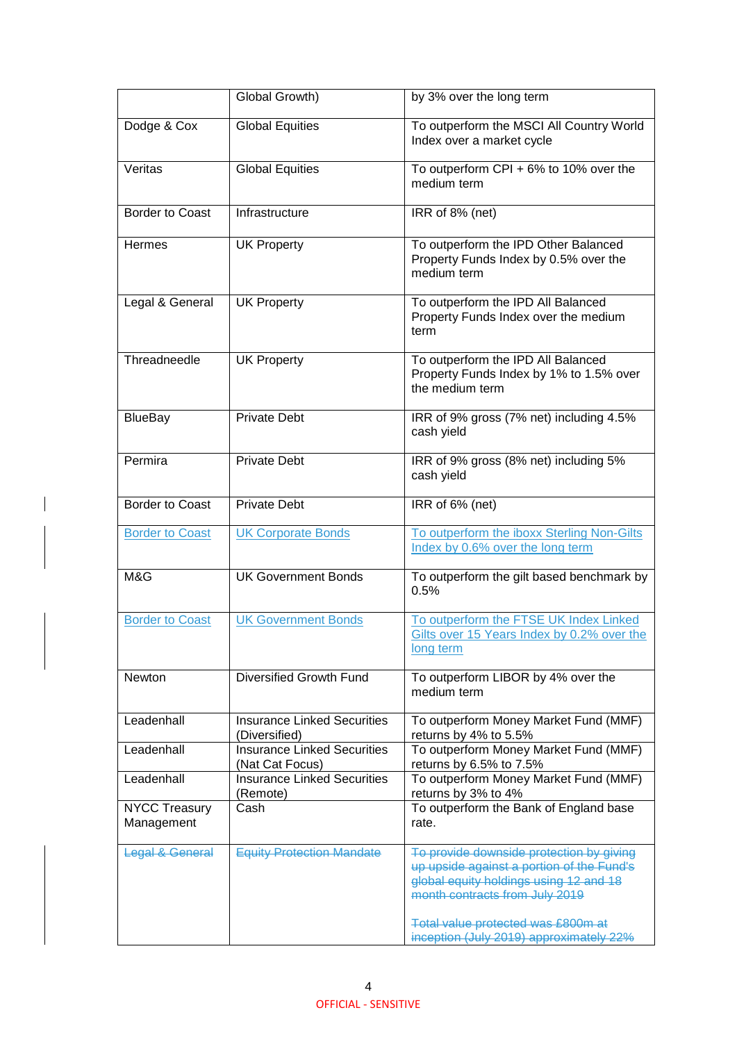| | | |
|---|---|---|
| | Global Growth) | by 3% over the long term |
| Dodge & Cox | Global Equities | To outperform the MSCI All Country World Index over a market cycle |
| Veritas | Global Equities | To outperform CPI + 6% to 10% over the medium term |
| Border to Coast | Infrastructure | IRR of 8% (net) |
| Hermes | UK Property | To outperform the IPD Other Balanced Property Funds Index by 0.5% over the medium term |
| Legal & General | UK Property | To outperform the IPD All Balanced Property Funds Index over the medium term |
| Threadneedle | UK Property | To outperform the IPD All Balanced Property Funds Index by 1% to 1.5% over the medium term |
| BlueBay | Private Debt | IRR of 9% gross (7% net) including 4.5% cash yield |
| Permira | Private Debt | IRR of 9% gross (8% net) including 5% cash yield |
| Border to Coast | Private Debt | IRR of 6% (net) |
| Border to Coast | UK Corporate Bonds | To outperform the iboxx Sterling Non-Gilts Index by 0.6% over the long term |
| M&G | UK Government Bonds | To outperform the gilt based benchmark by 0.5% |
| Border to Coast | UK Government Bonds | To outperform the FTSE UK Index Linked Gilts over 15 Years Index by 0.2% over the long term |
| Newton | Diversified Growth Fund | To outperform LIBOR by 4% over the medium term |
| Leadenhall | Insurance Linked Securities (Diversified) | To outperform Money Market Fund (MMF) returns by 4% to 5.5% |
| Leadenhall | Insurance Linked Securities (Nat Cat Focus) | To outperform Money Market Fund (MMF) returns by 6.5% to 7.5% |
| Leadenhall | Insurance Linked Securities (Remote) | To outperform Money Market Fund (MMF) returns by 3% to 4% |
| NYCC Treasury Management | Cash | To outperform the Bank of England base rate. |
| ~~Legal & General~~ | ~~Equity Protection Mandate~~ | ~~To provide downside protection by giving up upside against a portion of the Fund's global equity holdings using 12 and 18 month contracts from July 2019~~<br><br>~~Total value protected was £800m at inception (July 2019) approximately 22%~~ |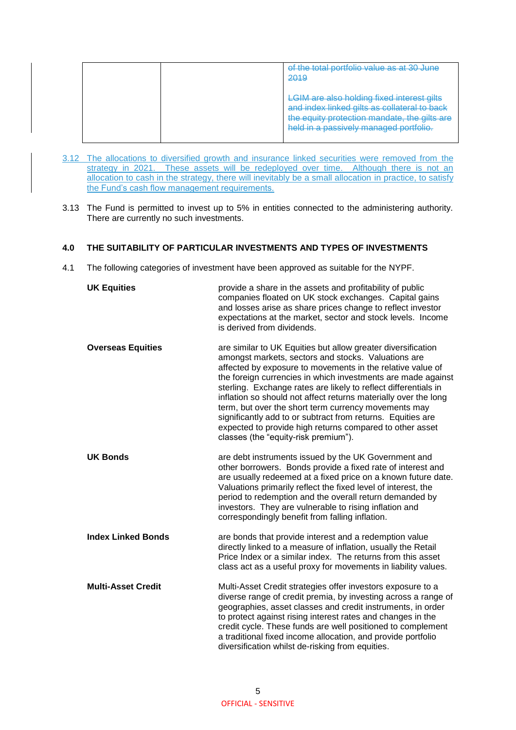| | | ~~of the total portfolio value as at 30 June 2019~~<br><br>~~LGIM are also holding fixed interest gilts and index linked gilts as collateral to back the equity protection mandate, the gilts are held in a passively managed portfolio.~~ |
|---|---|---|

3.12 The allocations to diversified growth and insurance linked securities were removed from the strategy in 2021. These assets will be redeployed over time. Although there is not an allocation to cash in the strategy, there will inevitably be a small allocation in practice, to satisfy the Fund's cash flow management requirements.

3.13 The Fund is permitted to invest up to 5% in entities connected to the administering authority. There are currently no such investments.

## 4.0 THE SUITABILITY OF PARTICULAR INVESTMENTS AND TYPES OF INVESTMENTS

4.1 The following categories of investment have been approved as suitable for the NYPF.

**UK Equities** provide a share in the assets and profitability of public companies floated on UK stock exchanges. Capital gains and losses arise as share prices change to reflect investor expectations at the market, sector and stock levels. Income is derived from dividends.

**Overseas Equities** are similar to UK Equities but allow greater diversification amongst markets, sectors and stocks. Valuations are affected by exposure to movements in the relative value of the foreign currencies in which investments are made against sterling. Exchange rates are likely to reflect differentials in inflation so should not affect returns materially over the long term, but over the short term currency movements may significantly add to or subtract from returns. Equities are expected to provide high returns compared to other asset classes (the "equity-risk premium").

**UK Bonds** are debt instruments issued by the UK Government and other borrowers. Bonds provide a fixed rate of interest and are usually redeemed at a fixed price on a known future date. Valuations primarily reflect the fixed level of interest, the period to redemption and the overall return demanded by investors. They are vulnerable to rising inflation and correspondingly benefit from falling inflation.

**Index Linked Bonds** are bonds that provide interest and a redemption value directly linked to a measure of inflation, usually the Retail Price Index or a similar index. The returns from this asset class act as a useful proxy for movements in liability values.

**Multi-Asset Credit** Multi-Asset Credit strategies offer investors exposure to a diverse range of credit premia, by investing across a range of geographies, asset classes and credit instruments, in order to protect against rising interest rates and changes in the credit cycle. These funds are well positioned to complement a traditional fixed income allocation, and provide portfolio diversification whilst de-risking from equities.

OFFICIAL - SENSITIVE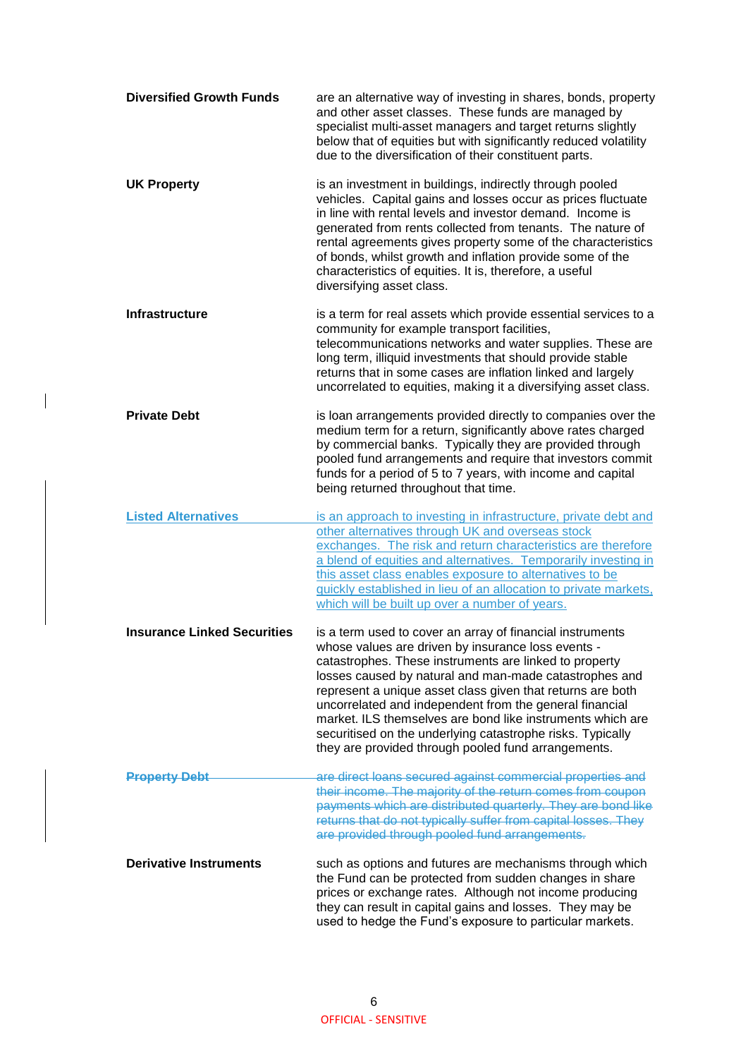**Diversified Growth Funds** are an alternative way of investing in shares, bonds, property and other asset classes. These funds are managed by specialist multi-asset managers and target returns slightly below that of equities but with significantly reduced volatility due to the diversification of their constituent parts.

**UK Property** is an investment in buildings, indirectly through pooled vehicles. Capital gains and losses occur as prices fluctuate in line with rental levels and investor demand. Income is generated from rents collected from tenants. The nature of rental agreements gives property some of the characteristics of bonds, whilst growth and inflation provide some of the characteristics of equities. It is, therefore, a useful diversifying asset class.

**Infrastructure** is a term for real assets which provide essential services to a community for example transport facilities, telecommunications networks and water supplies. These are long term, illiquid investments that should provide stable returns that in some cases are inflation linked and largely uncorrelated to equities, making it a diversifying asset class.

**Private Debt** is loan arrangements provided directly to companies over the medium term for a return, significantly above rates charged by commercial banks. Typically they are provided through pooled fund arrangements and require that investors commit funds for a period of 5 to 7 years, with income and capital being returned throughout that time.

**Listed Alternatives** is an approach to investing in infrastructure, private debt and other alternatives through UK and overseas stock exchanges. The risk and return characteristics are therefore a blend of equities and alternatives. Temporarily investing in this asset class enables exposure to alternatives to be quickly established in lieu of an allocation to private markets, which will be built up over a number of years.

**Insurance Linked Securities** is a term used to cover an array of financial instruments whose values are driven by insurance loss events - catastrophes. These instruments are linked to property losses caused by natural and man-made catastrophes and represent a unique asset class given that returns are both uncorrelated and independent from the general financial market. ILS themselves are bond like instruments which are securitised on the underlying catastrophe risks. Typically they are provided through pooled fund arrangements.

~~**Property Debt** are direct loans secured against commercial properties and their income. The majority of the return comes from coupon payments which are distributed quarterly. They are bond like returns that do not typically suffer from capital losses. They are provided through pooled fund arrangements.~~

**Derivative Instruments** such as options and futures are mechanisms through which the Fund can be protected from sudden changes in share prices or exchange rates. Although not income producing they can result in capital gains and losses. They may be used to hedge the Fund's exposure to particular markets.

OFFICIAL - SENSITIVE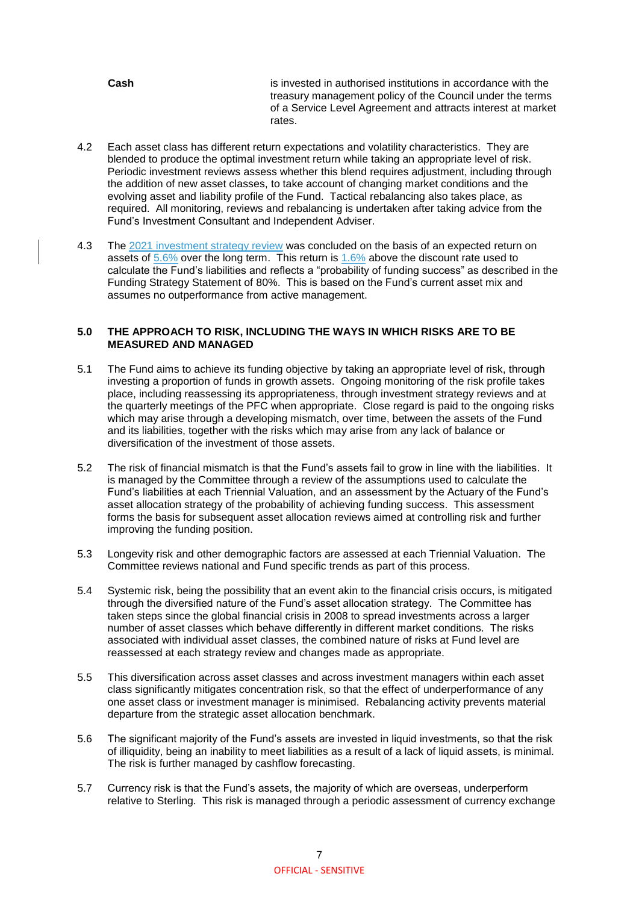**Cash** is invested in authorised institutions in accordance with the treasury management policy of the Council under the terms of a Service Level Agreement and attracts interest at market rates.

4.2 Each asset class has different return expectations and volatility characteristics. They are blended to produce the optimal investment return while taking an appropriate level of risk. Periodic investment reviews assess whether this blend requires adjustment, including through the addition of new asset classes, to take account of changing market conditions and the evolving asset and liability profile of the Fund. Tactical rebalancing also takes place, as required. All monitoring, reviews and rebalancing is undertaken after taking advice from the Fund's Investment Consultant and Independent Adviser.

4.3 The 2021 investment strategy review was concluded on the basis of an expected return on assets of 5.6% over the long term. This return is 1.6% above the discount rate used to calculate the Fund's liabilities and reflects a "probability of funding success" as described in the Funding Strategy Statement of 80%. This is based on the Fund's current asset mix and assumes no outperformance from active management.

## 5.0 THE APPROACH TO RISK, INCLUDING THE WAYS IN WHICH RISKS ARE TO BE MEASURED AND MANAGED

5.1 The Fund aims to achieve its funding objective by taking an appropriate level of risk, through investing a proportion of funds in growth assets. Ongoing monitoring of the risk profile takes place, including reassessing its appropriateness, through investment strategy reviews and at the quarterly meetings of the PFC when appropriate. Close regard is paid to the ongoing risks which may arise through a developing mismatch, over time, between the assets of the Fund and its liabilities, together with the risks which may arise from any lack of balance or diversification of the investment of those assets.

5.2 The risk of financial mismatch is that the Fund's assets fail to grow in line with the liabilities. It is managed by the Committee through a review of the assumptions used to calculate the Fund's liabilities at each Triennial Valuation, and an assessment by the Actuary of the Fund's asset allocation strategy of the probability of achieving funding success. This assessment forms the basis for subsequent asset allocation reviews aimed at controlling risk and further improving the funding position.

5.3 Longevity risk and other demographic factors are assessed at each Triennial Valuation. The Committee reviews national and Fund specific trends as part of this process.

5.4 Systemic risk, being the possibility that an event akin to the financial crisis occurs, is mitigated through the diversified nature of the Fund's asset allocation strategy. The Committee has taken steps since the global financial crisis in 2008 to spread investments across a larger number of asset classes which behave differently in different market conditions. The risks associated with individual asset classes, the combined nature of risks at Fund level are reassessed at each strategy review and changes made as appropriate.

5.5 This diversification across asset classes and across investment managers within each asset class significantly mitigates concentration risk, so that the effect of underperformance of any one asset class or investment manager is minimised. Rebalancing activity prevents material departure from the strategic asset allocation benchmark.

5.6 The significant majority of the Fund's assets are invested in liquid investments, so that the risk of illiquidity, being an inability to meet liabilities as a result of a lack of liquid assets, is minimal. The risk is further managed by cashflow forecasting.

5.7 Currency risk is that the Fund's assets, the majority of which are overseas, underperform relative to Sterling. This risk is managed through a periodic assessment of currency exchange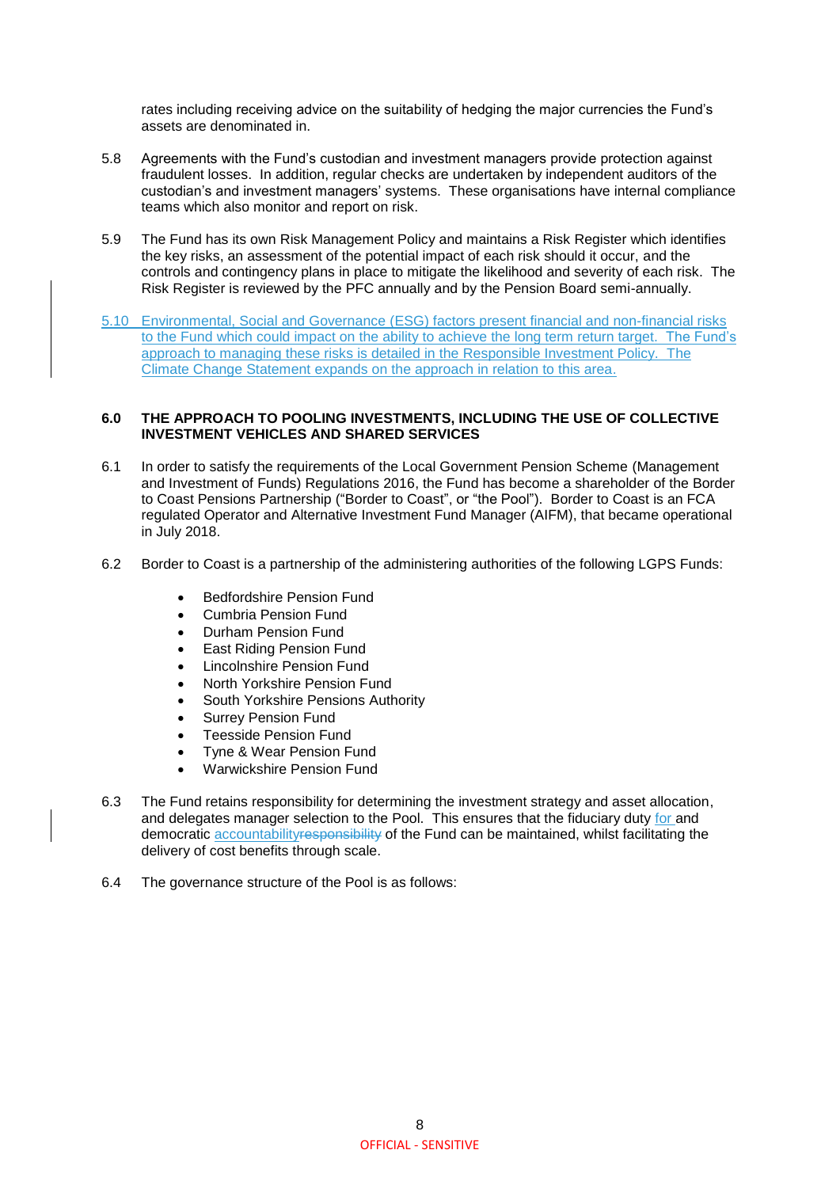rates including receiving advice on the suitability of hedging the major currencies the Fund's assets are denominated in.

5.8 Agreements with the Fund's custodian and investment managers provide protection against fraudulent losses. In addition, regular checks are undertaken by independent auditors of the custodian's and investment managers' systems. These organisations have internal compliance teams which also monitor and report on risk.

5.9 The Fund has its own Risk Management Policy and maintains a Risk Register which identifies the key risks, an assessment of the potential impact of each risk should it occur, and the controls and contingency plans in place to mitigate the likelihood and severity of each risk. The Risk Register is reviewed by the PFC annually and by the Pension Board semi-annually.

5.10 Environmental, Social and Governance (ESG) factors present financial and non-financial risks to the Fund which could impact on the ability to achieve the long term return target. The Fund's approach to managing these risks is detailed in the Responsible Investment Policy. The Climate Change Statement expands on the approach in relation to this area.

## 6.0 THE APPROACH TO POOLING INVESTMENTS, INCLUDING THE USE OF COLLECTIVE INVESTMENT VEHICLES AND SHARED SERVICES

6.1 In order to satisfy the requirements of the Local Government Pension Scheme (Management and Investment of Funds) Regulations 2016, the Fund has become a shareholder of the Border to Coast Pensions Partnership ("Border to Coast", or "the Pool"). Border to Coast is an FCA regulated Operator and Alternative Investment Fund Manager (AIFM), that became operational in July 2018.

6.2 Border to Coast is a partnership of the administering authorities of the following LGPS Funds:

- Bedfordshire Pension Fund
- Cumbria Pension Fund
- Durham Pension Fund
- East Riding Pension Fund
- Lincolnshire Pension Fund
- North Yorkshire Pension Fund
- South Yorkshire Pensions Authority
- Surrey Pension Fund
- Teesside Pension Fund
- Tyne & Wear Pension Fund
- Warwickshire Pension Fund

6.3 The Fund retains responsibility for determining the investment strategy and asset allocation, and delegates manager selection to the Pool. This ensures that the fiduciary duty for and democratic ~~responsibility~~ accountability of the Fund can be maintained, whilst facilitating the delivery of cost benefits through scale.

6.4 The governance structure of the Pool is as follows: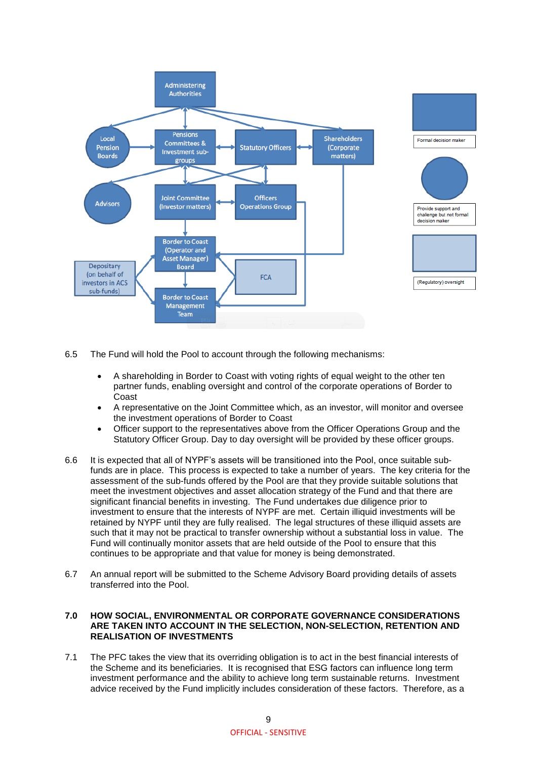6.5 The Fund will hold the Pool to account through the following mechanisms:

- A shareholding in Border to Coast with voting rights of equal weight to the other ten partner funds, enabling oversight and control of the corporate operations of Border to Coast
- A representative on the Joint Committee which, as an investor, will monitor and oversee the investment operations of Border to Coast
- Officer support to the representatives above from the Officer Operations Group and the Statutory Officer Group. Day to day oversight will be provided by these officer groups.

6.6 It is expected that all of NYPF's assets will be transitioned into the Pool, once suitable sub-funds are in place. This process is expected to take a number of years. The key criteria for the assessment of the sub-funds offered by the Pool are that they provide suitable solutions that meet the investment objectives and asset allocation strategy of the Fund and that there are significant financial benefits in investing. The Fund undertakes due diligence prior to investment to ensure that the interests of NYPF are met. Certain illiquid investments will be retained by NYPF until they are fully realised. The legal structures of these illiquid assets are such that it may not be practical to transfer ownership without a substantial loss in value. The Fund will continually monitor assets that are held outside of the Pool to ensure that this continues to be appropriate and that value for money is being demonstrated.

6.7 An annual report will be submitted to the Scheme Advisory Board providing details of assets transferred into the Pool.

## 7.0 HOW SOCIAL, ENVIRONMENTAL OR CORPORATE GOVERNANCE CONSIDERATIONS ARE TAKEN INTO ACCOUNT IN THE SELECTION, NON-SELECTION, RETENTION AND REALISATION OF INVESTMENTS

7.1 The PFC takes the view that its overriding obligation is to act in the best financial interests of the Scheme and its beneficiaries. It is recognised that ESG factors can influence long term investment performance and the ability to achieve long term sustainable returns. Investment advice received by the Fund implicitly includes consideration of these factors. Therefore, as a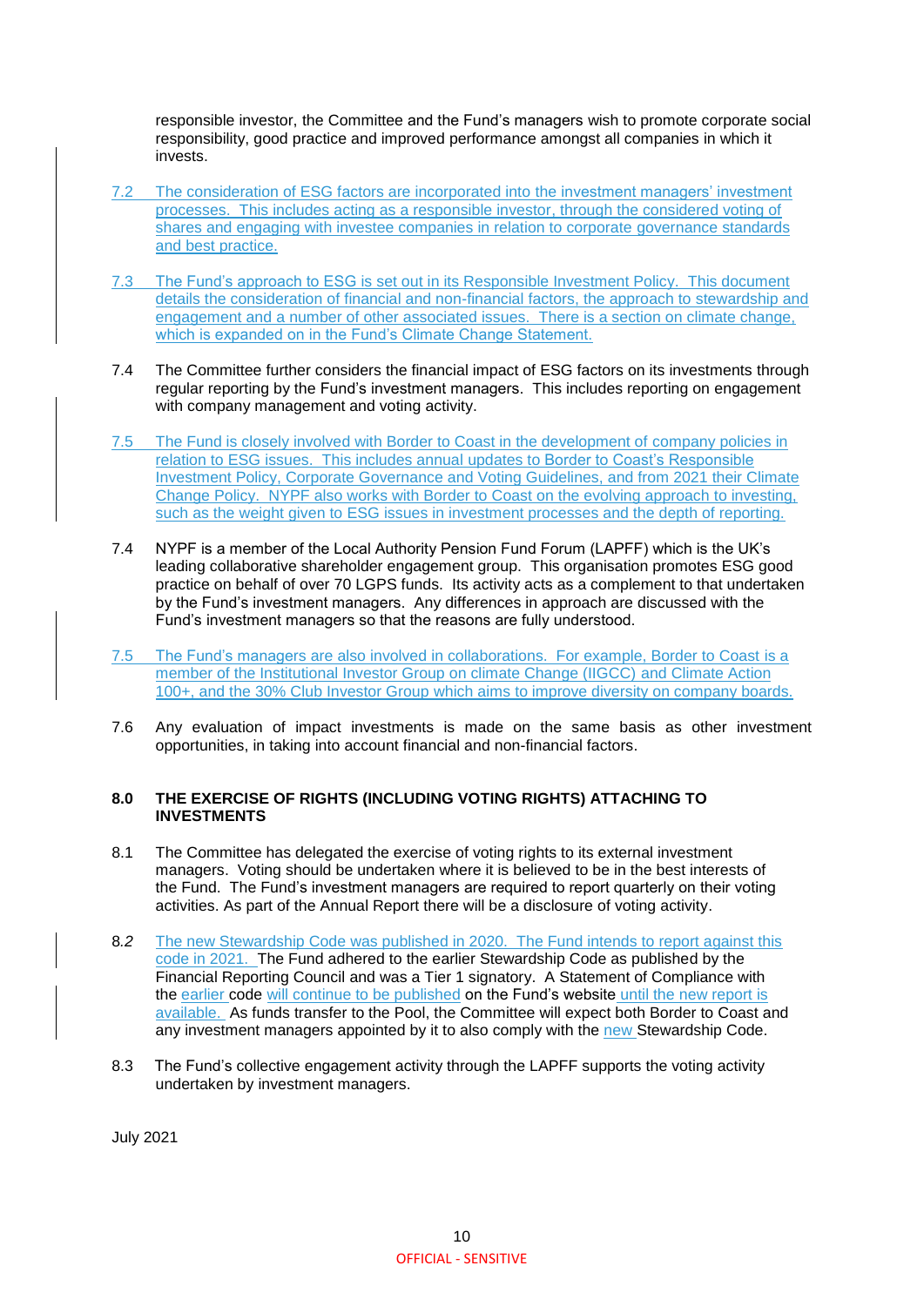responsible investor, the Committee and the Fund's managers wish to promote corporate social responsibility, good practice and improved performance amongst all companies in which it invests.

7.2 The consideration of ESG factors are incorporated into the investment managers' investment processes. This includes acting as a responsible investor, through the considered voting of shares and engaging with investee companies in relation to corporate governance standards and best practice.

7.3 The Fund's approach to ESG is set out in its Responsible Investment Policy. This document details the consideration of financial and non-financial factors, the approach to stewardship and engagement and a number of other associated issues. There is a section on climate change, which is expanded on in the Fund's Climate Change Statement.

7.4 The Committee further considers the financial impact of ESG factors on its investments through regular reporting by the Fund's investment managers. This includes reporting on engagement with company management and voting activity.

7.5 The Fund is closely involved with Border to Coast in the development of company policies in relation to ESG issues. This includes annual updates to Border to Coast's Responsible Investment Policy, Corporate Governance and Voting Guidelines, and from 2021 their Climate Change Policy. NYPF also works with Border to Coast on the evolving approach to investing, such as the weight given to ESG issues in investment processes and the depth of reporting.

7.4 NYPF is a member of the Local Authority Pension Fund Forum (LAPFF) which is the UK's leading collaborative shareholder engagement group. This organisation promotes ESG good practice on behalf of over 70 LGPS funds. Its activity acts as a complement to that undertaken by the Fund's investment managers. Any differences in approach are discussed with the Fund's investment managers so that the reasons are fully understood.

7.5 The Fund's managers are also involved in collaborations. For example, Border to Coast is a member of the Institutional Investor Group on climate Change (IIGCC) and Climate Action 100+, and the 30% Club Investor Group which aims to improve diversity on company boards.

7.6 Any evaluation of impact investments is made on the same basis as other investment opportunities, in taking into account financial and non-financial factors.

## 8.0 THE EXERCISE OF RIGHTS (INCLUDING VOTING RIGHTS) ATTACHING TO INVESTMENTS

8.1 The Committee has delegated the exercise of voting rights to its external investment managers. Voting should be undertaken where it is believed to be in the best interests of the Fund. The Fund's investment managers are required to report quarterly on their voting activities. As part of the Annual Report there will be a disclosure of voting activity.

8.2 The new Stewardship Code was published in 2020. The Fund intends to report against this code in 2021. The Fund adhered to the earlier Stewardship Code as published by the Financial Reporting Council and was a Tier 1 signatory. A Statement of Compliance with the earlier code will continue to be published on the Fund's website until the new report is available. As funds transfer to the Pool, the Committee will expect both Border to Coast and any investment managers appointed by it to also comply with the new Stewardship Code.

8.3 The Fund's collective engagement activity through the LAPFF supports the voting activity undertaken by investment managers.

July 2021

OFFICIAL - SENSITIVE